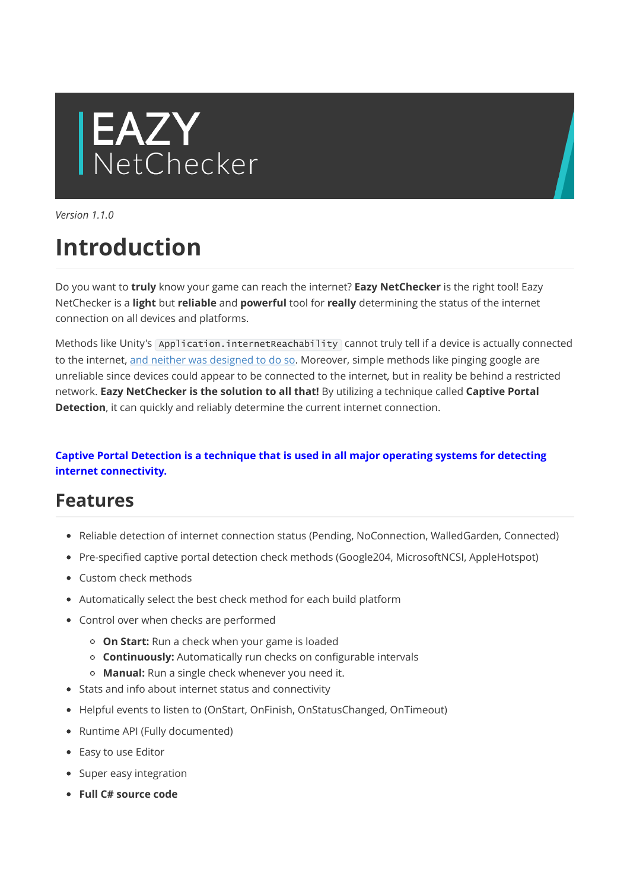# EAZY NetChecker

*Version 1.1.0*

# Introduction

Do you want to **truly** know your game can reach the internet? **Eazy NetChecker** is the right tool! Eazy NetChecker is a **light** but **reliable** and **powerful** tool for **really** determining the status of the internet connection on all devices and platforms.

Methods like Unity's `Application.internetReachability` cannot truly tell if a device is actually connected to the internet, and neither was designed to do so. Moreover, simple methods like pinging google are unreliable since devices could appear to be connected to the internet, but in reality be behind a restricted network. **Eazy NetChecker is the solution to all that!** By utilizing a technique called **Captive Portal Detection**, it can quickly and reliably determine the current internet connection.

**Captive Portal Detection is a technique that is used in all major operating systems for detecting internet connectivity.**

## Features

- Reliable detection of internet connection status (Pending, NoConnection, WalledGarden, Connected)
- Pre-specified captive portal detection check methods (Google204, MicrosoftNCSI, AppleHotspot)
- Custom check methods
- Automatically select the best check method for each build platform
- Control over when checks are performed
  - **On Start:** Run a check when your game is loaded
  - **Continuously:** Automatically run checks on configurable intervals
  - **Manual:** Run a single check whenever you need it.
- Stats and info about internet status and connectivity
- Helpful events to listen to (OnStart, OnFinish, OnStatusChanged, OnTimeout)
- Runtime API (Fully documented)
- Easy to use Editor
- Super easy integration
- **Full C# source code**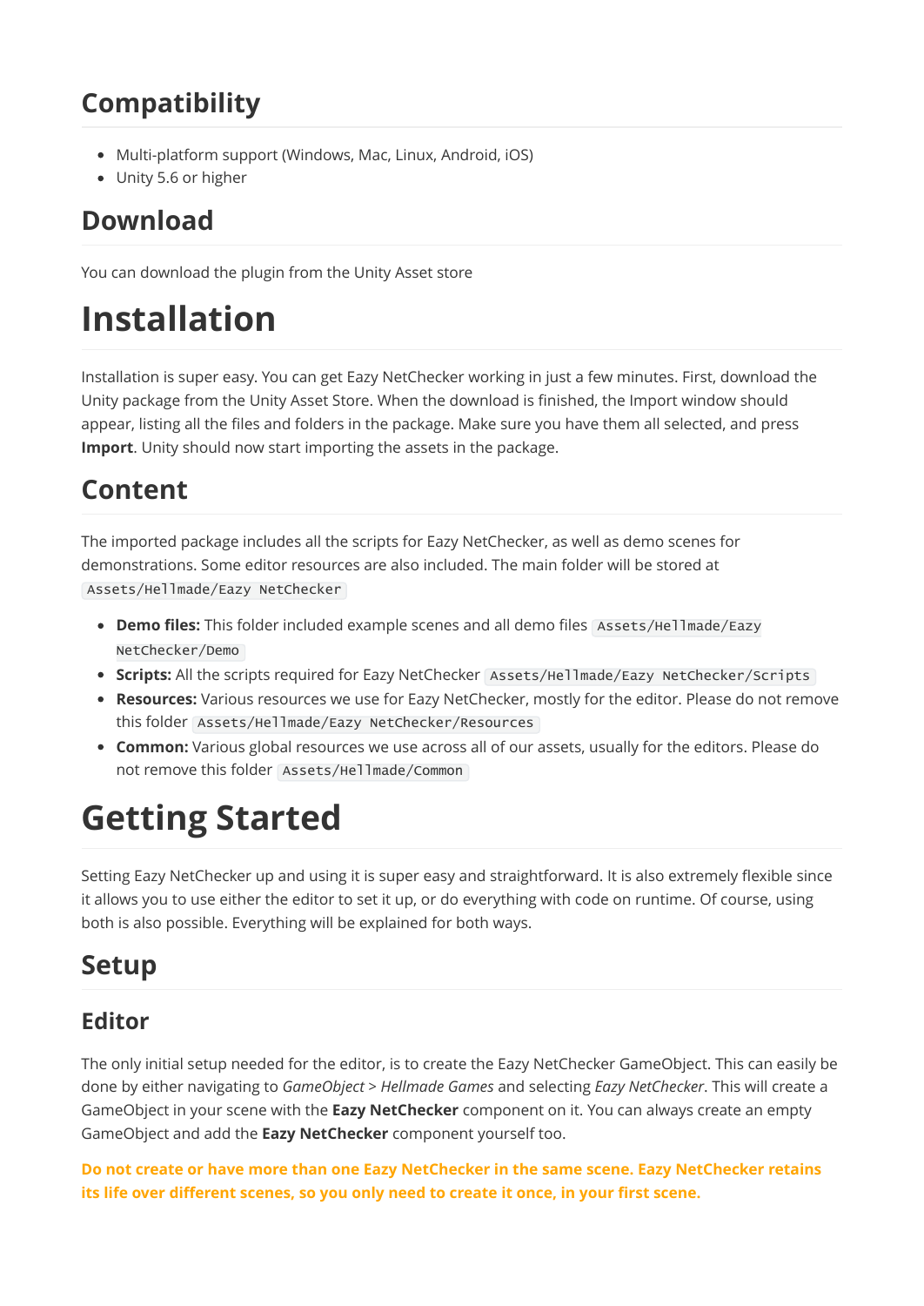## Compatibility

- Multi-platform support (Windows, Mac, Linux, Android, iOS)
- Unity 5.6 or higher

## Download

You can download the plugin from the Unity Asset store

# Installation

Installation is super easy. You can get Eazy NetChecker working in just a few minutes. First, download the Unity package from the Unity Asset Store. When the download is finished, the Import window should appear, listing all the files and folders in the package. Make sure you have them all selected, and press **Import**. Unity should now start importing the assets in the package.

## Content

The imported package includes all the scripts for Eazy NetChecker, as well as demo scenes for demonstrations. Some editor resources are also included. The main folder will be stored at `Assets/Hellmade/Eazy NetChecker`

- **Demo files:** This folder included example scenes and all demo files `Assets/Hellmade/Eazy NetChecker/Demo`
- **Scripts:** All the scripts required for Eazy NetChecker `Assets/Hellmade/Eazy NetChecker/Scripts`
- **Resources:** Various resources we use for Eazy NetChecker, mostly for the editor. Please do not remove this folder `Assets/Hellmade/Eazy NetChecker/Resources`
- **Common:** Various global resources we use across all of our assets, usually for the editors. Please do not remove this folder `Assets/Hellmade/Common`

# Getting Started

Setting Eazy NetChecker up and using it is super easy and straightforward. It is also extremely flexible since it allows you to use either the editor to set it up, or do everything with code on runtime. Of course, using both is also possible. Everything will be explained for both ways.

## Setup

### Editor

The only initial setup needed for the editor, is to create the Eazy NetChecker GameObject. This can easily be done by either navigating to *GameObject* > *Hellmade Games* and selecting *Eazy NetChecker*. This will create a GameObject in your scene with the **Eazy NetChecker** component on it. You can always create an empty GameObject and add the **Eazy NetChecker** component yourself too.

**Do not create or have more than one Eazy NetChecker in the same scene. Eazy NetChecker retains its life over different scenes, so you only need to create it once, in your first scene.**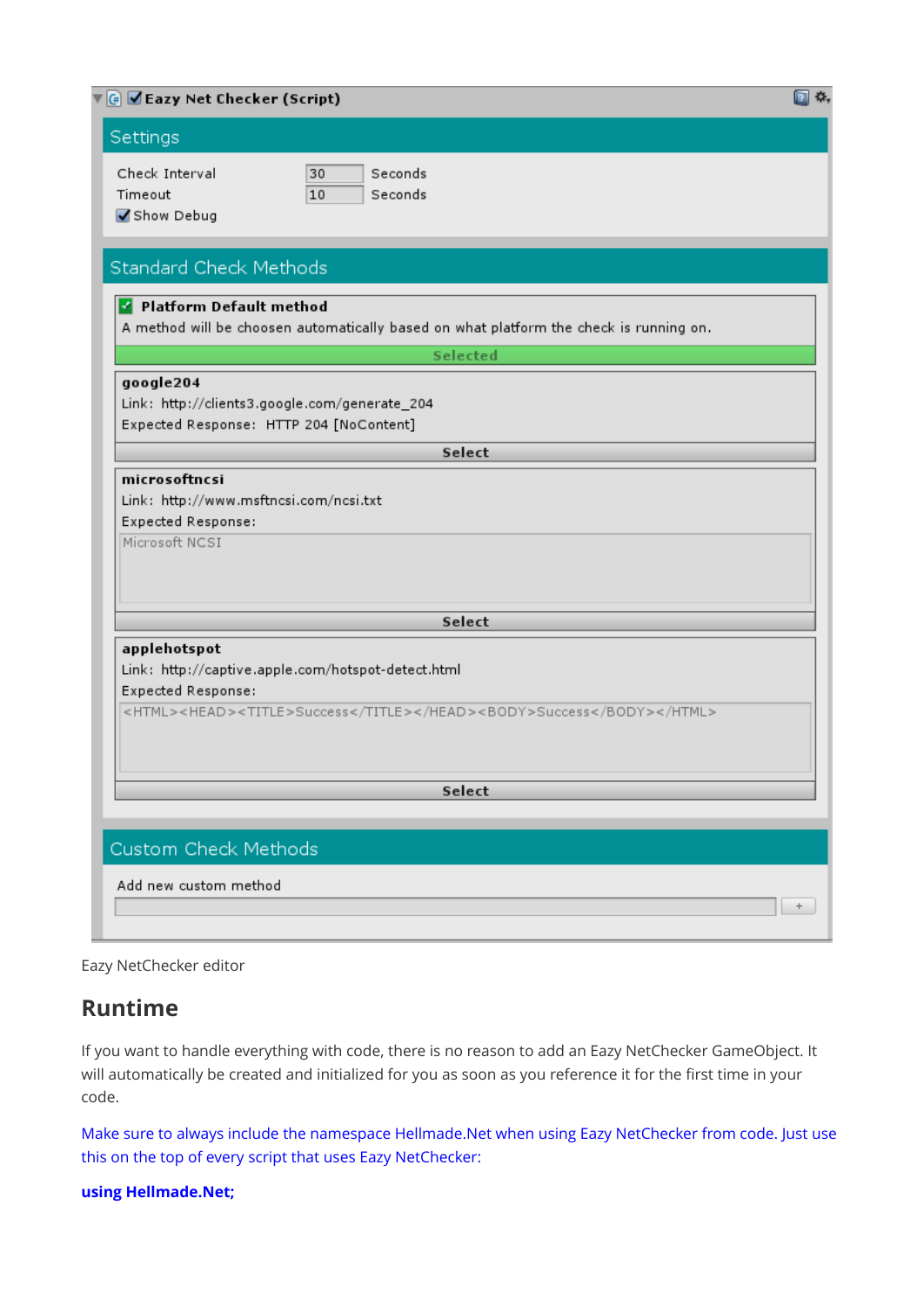**Eazy Net Checker (Script)**

**Settings**

Check Interval 30 Seconds
Timeout 10 Seconds
Show Debug

**Standard Check Methods**

**Platform Default method**
A method will be choosen automatically based on what platform the check is running on.
Selected

**google204**
Link: http://clients3.google.com/generate_204
Expected Response: HTTP 204 [NoContent]
Select

**microsoftncsi**
Link: http://www.msftncsi.com/ncsi.txt
Expected Response:
Microsoft NCSI
Select

**applehotspot**
Link: http://captive.apple.com/hotspot-detect.html
Expected Response:
<HTML><HEAD><TITLE>Success</TITLE></HEAD><BODY>Success</BODY></HTML>
Select

**Custom Check Methods**

Add new custom method
+

Eazy NetChecker editor

## Runtime

If you want to handle everything with code, there is no reason to add an Eazy NetChecker GameObject. It will automatically be created and initialized for you as soon as you reference it for the first time in your code.

Make sure to always include the namespace Hellmade.Net when using Eazy NetChecker from code. Just use this on the top of every script that uses Eazy NetChecker:

**using Hellmade.Net;**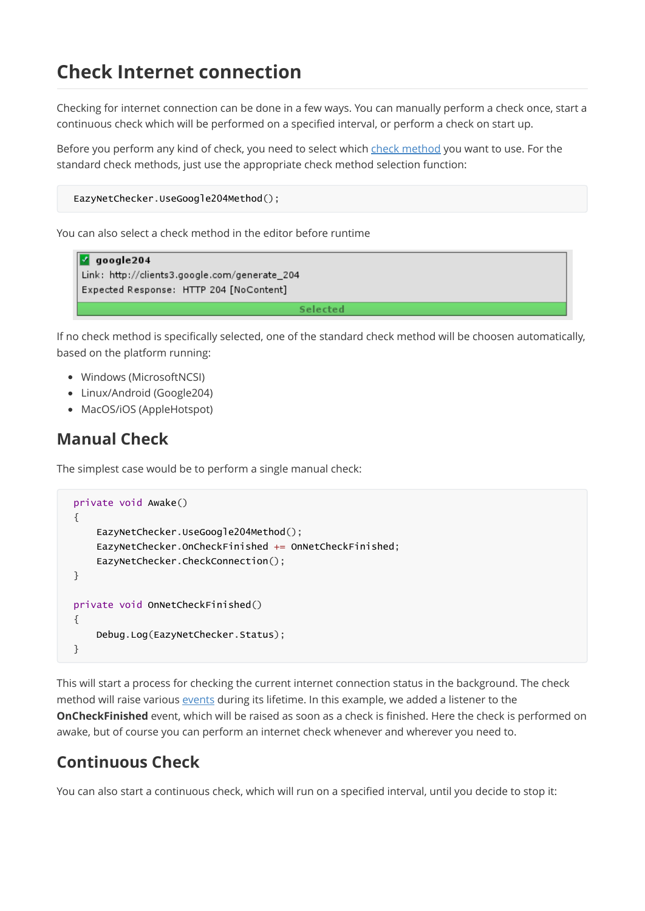# Check Internet connection

Checking for internet connection can be done in a few ways. You can manually perform a check once, start a continuous check which will be performed on a specified interval, or perform a check on start up.

Before you perform any kind of check, you need to select which check method you want to use. For the standard check methods, just use the appropriate check method selection function:

```
EazyNetChecker.UseGoogle204Method();
```

You can also select a check method in the editor before runtime

google204
Link: http://clients3.google.com/generate_204
Expected Response: HTTP 204 [NoContent]
Selected

If no check method is specifically selected, one of the standard check method will be choosen automatically, based on the platform running:

- Windows (MicrosoftNCSI)
- Linux/Android (Google204)
- MacOS/iOS (AppleHotspot)

## Manual Check

The simplest case would be to perform a single manual check:

```
private void Awake()
{
    EazyNetChecker.UseGoogle204Method();
    EazyNetChecker.OnCheckFinished += OnNetCheckFinished;
    EazyNetChecker.CheckConnection();
}

private void OnNetCheckFinished()
{
    Debug.Log(EazyNetChecker.Status);
}
```

This will start a process for checking the current internet connection status in the background. The check method will raise various events during its lifetime. In this example, we added a listener to the **OnCheckFinished** event, which will be raised as soon as a check is finished. Here the check is performed on awake, but of course you can perform an internet check whenever and wherever you need to.

## Continuous Check

You can also start a continuous check, which will run on a specified interval, until you decide to stop it: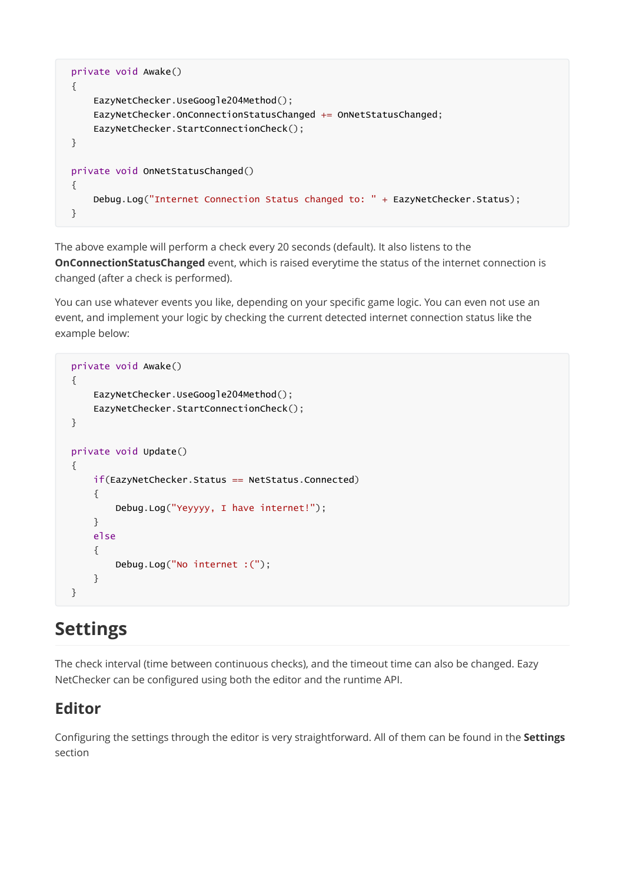```
private void Awake()
{
    EazyNetChecker.UseGoogle204Method();
    EazyNetChecker.OnConnectionStatusChanged += OnNetStatusChanged;
    EazyNetChecker.StartConnectionCheck();
}

private void OnNetStatusChanged()
{
    Debug.Log("Internet Connection Status changed to: " + EazyNetChecker.Status);
}
```

The above example will perform a check every 20 seconds (default). It also listens to the **OnConnectionStatusChanged** event, which is raised everytime the status of the internet connection is changed (after a check is performed).

You can use whatever events you like, depending on your specific game logic. You can even not use an event, and implement your logic by checking the current detected internet connection status like the example below:

```
private void Awake()
{
    EazyNetChecker.UseGoogle204Method();
    EazyNetChecker.StartConnectionCheck();
}

private void Update()
{
    if(EazyNetChecker.Status == NetStatus.Connected)
    {
        Debug.Log("Yeyyyy, I have internet!");
    }
    else
    {
        Debug.Log("No internet :(");
    }
}
```

## Settings

The check interval (time between continuous checks), and the timeout time can also be changed. Eazy NetChecker can be configured using both the editor and the runtime API.

### Editor

Configuring the settings through the editor is very straightforward. All of them can be found in the **Settings** section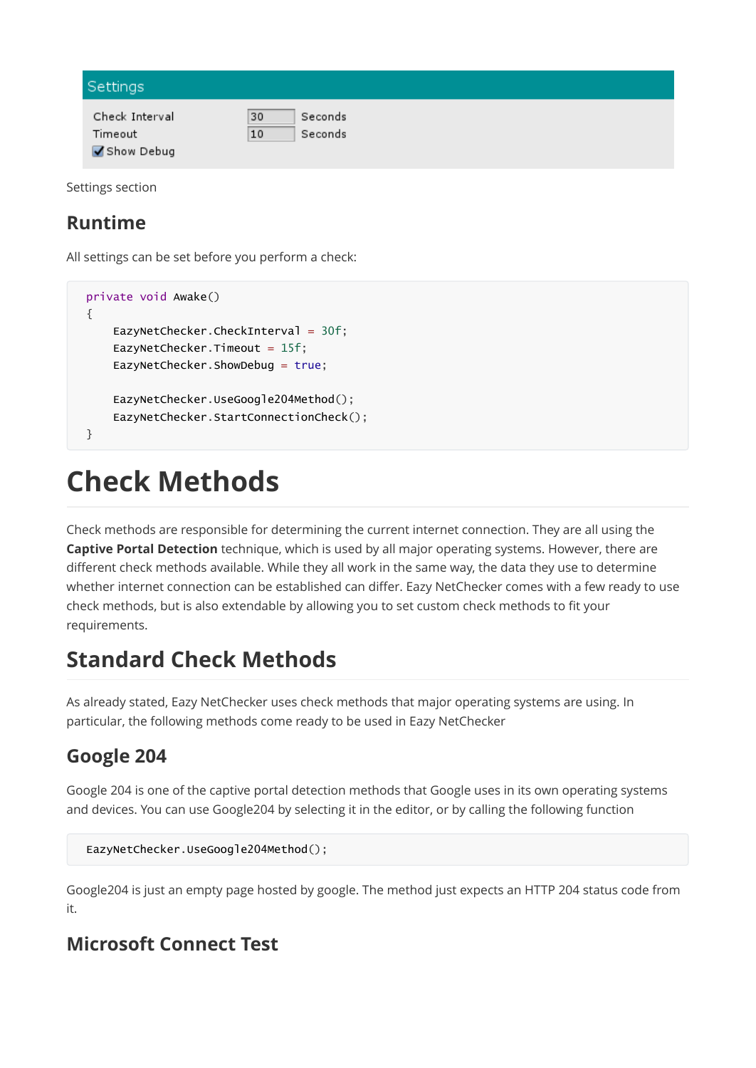| Settings | | |
| --- | --- | --- |
| Check Interval | 30 | Seconds |
| Timeout | 10 | Seconds |
| ☑ Show Debug | | |

Settings section

## Runtime

All settings can be set before you perform a check:

```
private void Awake()
{
    EazyNetChecker.CheckInterval = 30f;
    EazyNetChecker.Timeout = 15f;
    EazyNetChecker.ShowDebug = true;

    EazyNetChecker.UseGoogle204Method();
    EazyNetChecker.StartConnectionCheck();
}
```

# Check Methods

Check methods are responsible for determining the current internet connection. They are all using the **Captive Portal Detection** technique, which is used by all major operating systems. However, there are different check methods available. While they all work in the same way, the data they use to determine whether internet connection can be established can differ. Eazy NetChecker comes with a few ready to use check methods, but is also extendable by allowing you to set custom check methods to fit your requirements.

## Standard Check Methods

As already stated, Eazy NetChecker uses check methods that major operating systems are using. In particular, the following methods come ready to be used in Eazy NetChecker

### Google 204

Google 204 is one of the captive portal detection methods that Google uses in its own operating systems and devices. You can use Google204 by selecting it in the editor, or by calling the following function

```
EazyNetChecker.UseGoogle204Method();
```

Google204 is just an empty page hosted by google. The method just expects an HTTP 204 status code from it.

### Microsoft Connect Test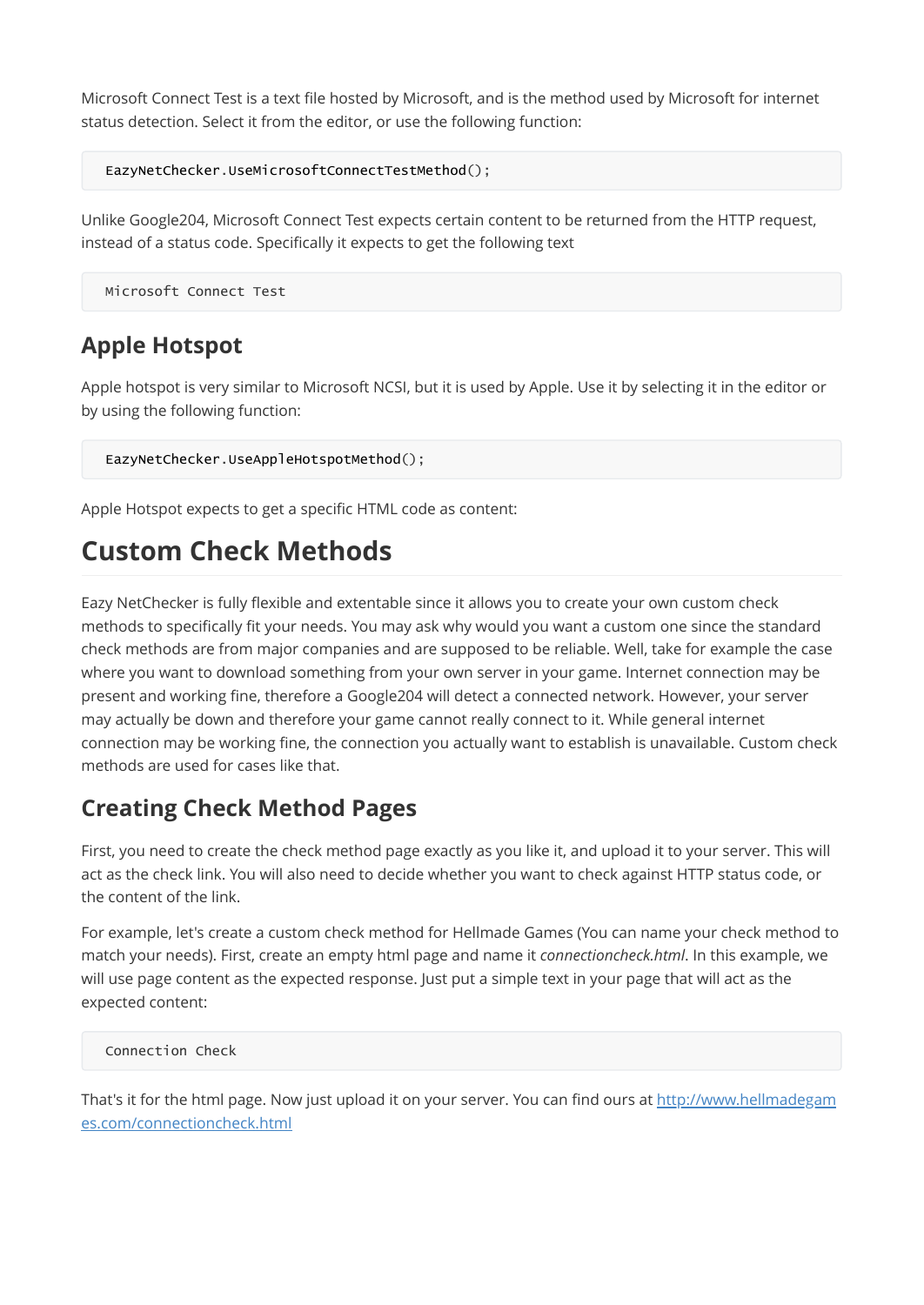Microsoft Connect Test is a text file hosted by Microsoft, and is the method used by Microsoft for internet status detection. Select it from the editor, or use the following function:

```
EazyNetChecker.UseMicrosoftConnectTestMethod();
```

Unlike Google204, Microsoft Connect Test expects certain content to be returned from the HTTP request, instead of a status code. Specifically it expects to get the following text

```
Microsoft Connect Test
```

### Apple Hotspot

Apple hotspot is very similar to Microsoft NCSI, but it is used by Apple. Use it by selecting it in the editor or by using the following function:

```
EazyNetChecker.UseAppleHotspotMethod();
```

Apple Hotspot expects to get a specific HTML code as content:

## Custom Check Methods

Eazy NetChecker is fully flexible and extentable since it allows you to create your own custom check methods to specifically fit your needs. You may ask why would you want a custom one since the standard check methods are from major companies and are supposed to be reliable. Well, take for example the case where you want to download something from your own server in your game. Internet connection may be present and working fine, therefore a Google204 will detect a connected network. However, your server may actually be down and therefore your game cannot really connect to it. While general internet connection may be working fine, the connection you actually want to establish is unavailable. Custom check methods are used for cases like that.

### Creating Check Method Pages

First, you need to create the check method page exactly as you like it, and upload it to your server. This will act as the check link. You will also need to decide whether you want to check against HTTP status code, or the content of the link.

For example, let's create a custom check method for Hellmade Games (You can name your check method to match your needs). First, create an empty html page and name it *connectioncheck.html*. In this example, we will use page content as the expected response. Just put a simple text in your page that will act as the expected content:

```
Connection Check
```

That's it for the html page. Now just upload it on your server. You can find ours at [http://www.hellmadegames.com/connectioncheck.html](http://www.hellmadegames.com/connectioncheck.html)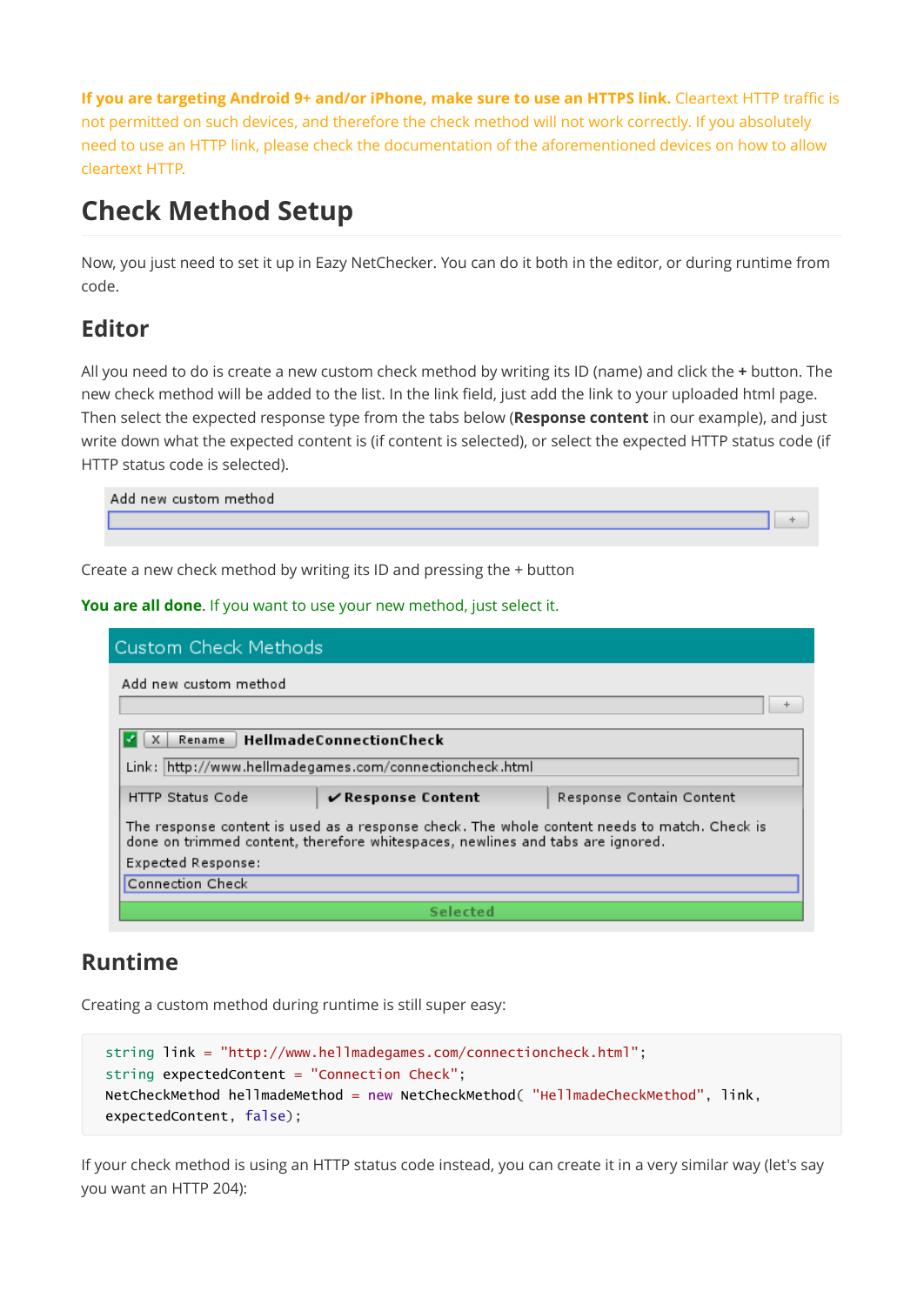**If you are targeting Android 9+ and/or iPhone, make sure to use an HTTPS link.** Cleartext HTTP traffic is not permitted on such devices, and therefore the check method will not work correctly. If you absolutely need to use an HTTP link, please check the documentation of the aforementioned devices on how to allow cleartext HTTP.

## Check Method Setup

Now, you just need to set it up in Eazy NetChecker. You can do it both in the editor, or during runtime from code.

### Editor

All you need to do is create a new custom check method by writing its ID (name) and click the **+** button. The new check method will be added to the list. In the link field, just add the link to your uploaded html page. Then select the expected response type from the tabs below (**Response content** in our example), and just write down what the expected content is (if content is selected), or select the expected HTTP status code (if HTTP status code is selected).

Create a new check method by writing its ID and pressing the + button

**You are all done**. If you want to use your new method, just select it.

### Runtime

Creating a custom method during runtime is still super easy:

```
string link = "http://www.hellmadegames.com/connectioncheck.html";
string expectedContent = "Connection Check";
NetCheckMethod hellmadeMethod = new NetCheckMethod( "HellmadeCheckMethod", link,
expectedContent, false);
```

If your check method is using an HTTP status code instead, you can create it in a very similar way (let's say you want an HTTP 204):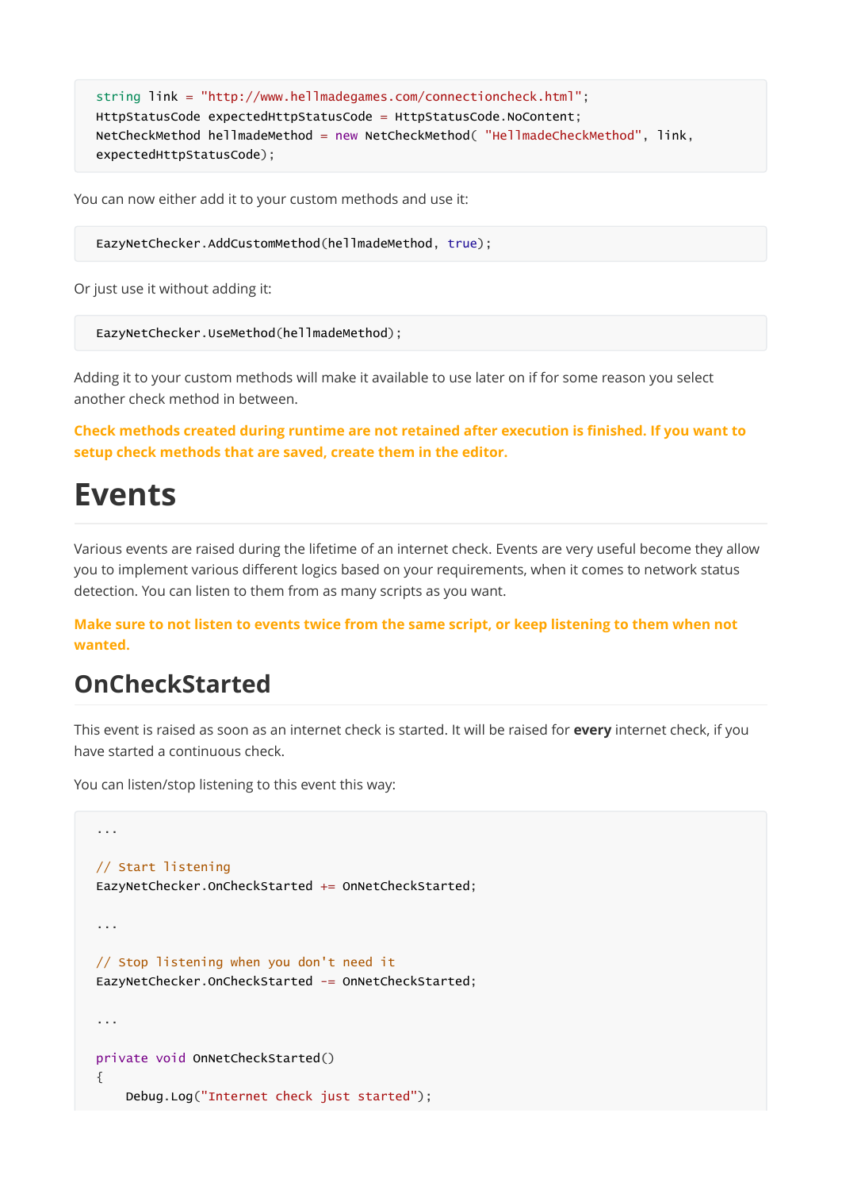```
string link = "http://www.hellmadegames.com/connectioncheck.html";
HttpStatusCode expectedHttpStatusCode = HttpStatusCode.NoContent;
NetCheckMethod hellmadeMethod = new NetCheckMethod( "HellmadeCheckMethod", link,
expectedHttpStatusCode);
```

You can now either add it to your custom methods and use it:

```
EazyNetChecker.AddCustomMethod(hellmadeMethod, true);
```

Or just use it without adding it:

```
EazyNetChecker.UseMethod(hellmadeMethod);
```

Adding it to your custom methods will make it available to use later on if for some reason you select another check method in between.

**Check methods created during runtime are not retained after execution is finished. If you want to setup check methods that are saved, create them in the editor.**

# Events

Various events are raised during the lifetime of an internet check. Events are very useful become they allow you to implement various different logics based on your requirements, when it comes to network status detection. You can listen to them from as many scripts as you want.

**Make sure to not listen to events twice from the same script, or keep listening to them when not wanted.**

## OnCheckStarted

This event is raised as soon as an internet check is started. It will be raised for **every** internet check, if you have started a continuous check.

You can listen/stop listening to this event this way:

```
...

// Start listening
EazyNetChecker.OnCheckStarted += OnNetCheckStarted;

...

// Stop listening when you don't need it
EazyNetChecker.OnCheckStarted -= OnNetCheckStarted;

...

private void OnNetCheckStarted()
{
    Debug.Log("Internet check just started");
```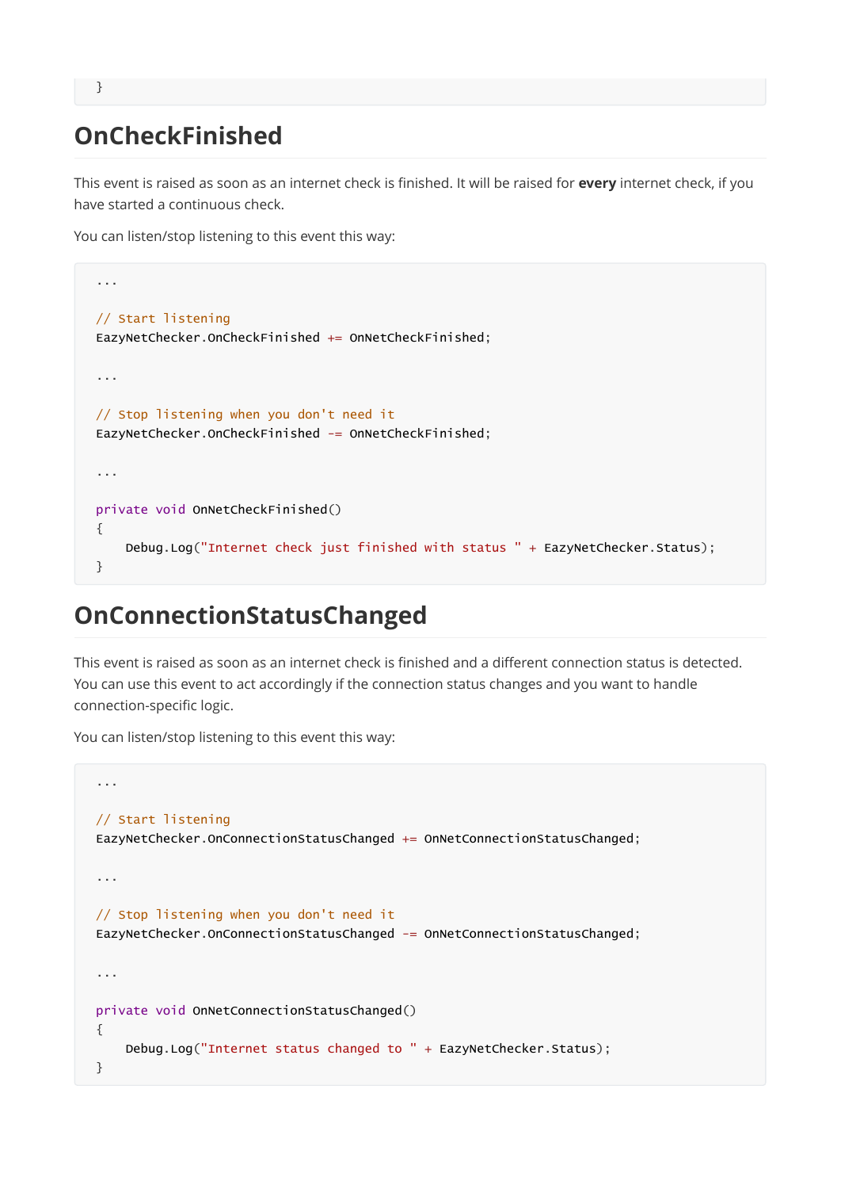```
}
```

## OnCheckFinished

This event is raised as soon as an internet check is finished. It will be raised for **every** internet check, if you have started a continuous check.

You can listen/stop listening to this event this way:

```
...

// Start listening
EazyNetChecker.OnCheckFinished += OnNetCheckFinished;

...

// Stop listening when you don't need it
EazyNetChecker.OnCheckFinished -= OnNetCheckFinished;

...

private void OnNetCheckFinished()
{
    Debug.Log("Internet check just finished with status " + EazyNetChecker.Status);
}
```

## OnConnectionStatusChanged

This event is raised as soon as an internet check is finished and a different connection status is detected. You can use this event to act accordingly if the connection status changes and you want to handle connection-specific logic.

You can listen/stop listening to this event this way:

```
...

// Start listening
EazyNetChecker.OnConnectionStatusChanged += OnNetConnectionStatusChanged;

...

// Stop listening when you don't need it
EazyNetChecker.OnConnectionStatusChanged -= OnNetConnectionStatusChanged;

...

private void OnNetConnectionStatusChanged()
{
    Debug.Log("Internet status changed to " + EazyNetChecker.Status);
}
```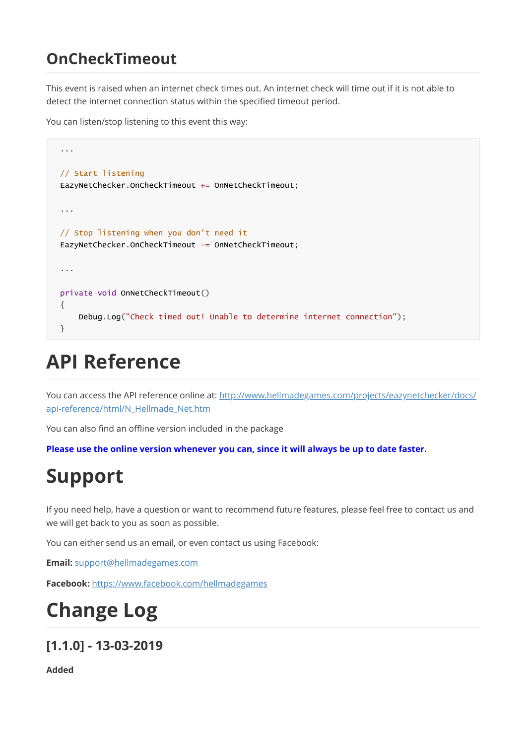## OnCheckTimeout

This event is raised when an internet check times out. An internet check will time out if it is not able to detect the internet connection status within the specified timeout period.

You can listen/stop listening to this event this way:

```
...

// Start listening
EazyNetChecker.OnCheckTimeout += OnNetCheckTimeout;

...

// Stop listening when you don't need it
EazyNetChecker.OnCheckTimeout -= OnNetCheckTimeout;

...

private void OnNetCheckTimeout()
{
    Debug.Log("Check timed out! Unable to determine internet connection");
}
```

# API Reference

You can access the API reference online at: [http://www.hellmadegames.com/projects/eazynetchecker/docs/api-reference/html/N_Hellmade_Net.htm](http://www.hellmadegames.com/projects/eazynetchecker/docs/api-reference/html/N_Hellmade_Net.htm)

You can also find an offline version included in the package

**Please use the online version whenever you can, since it will always be up to date faster.**

# Support

If you need help, have a question or want to recommend future features, please feel free to contact us and we will get back to you as soon as possible.

You can either send us an email, or even contact us using Facebook:

**Email:** [support@hellmadegames.com](mailto:support@hellmadegames.com)

**Facebook:** [https://www.facebook.com/hellmadegames](https://www.facebook.com/hellmadegames)

# Change Log

## [1.1.0] - 13-03-2019

**Added**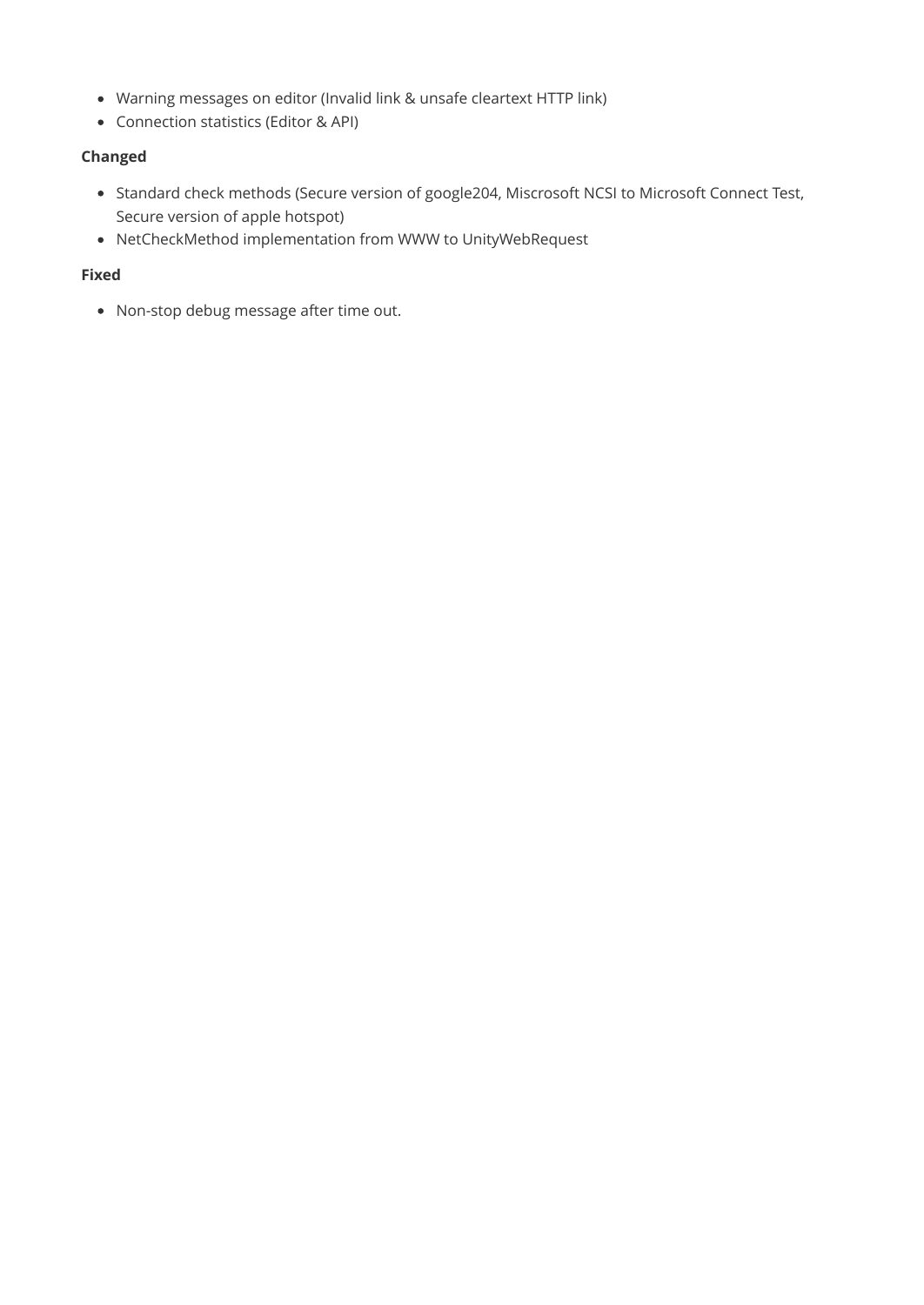- Warning messages on editor (Invalid link & unsafe cleartext HTTP link)
- Connection statistics (Editor & API)

#### Changed

- Standard check methods (Secure version of google204, Miscrosoft NCSI to Microsoft Connect Test, Secure version of apple hotspot)
- NetCheckMethod implementation from WWW to UnityWebRequest

#### Fixed

- Non-stop debug message after time out.